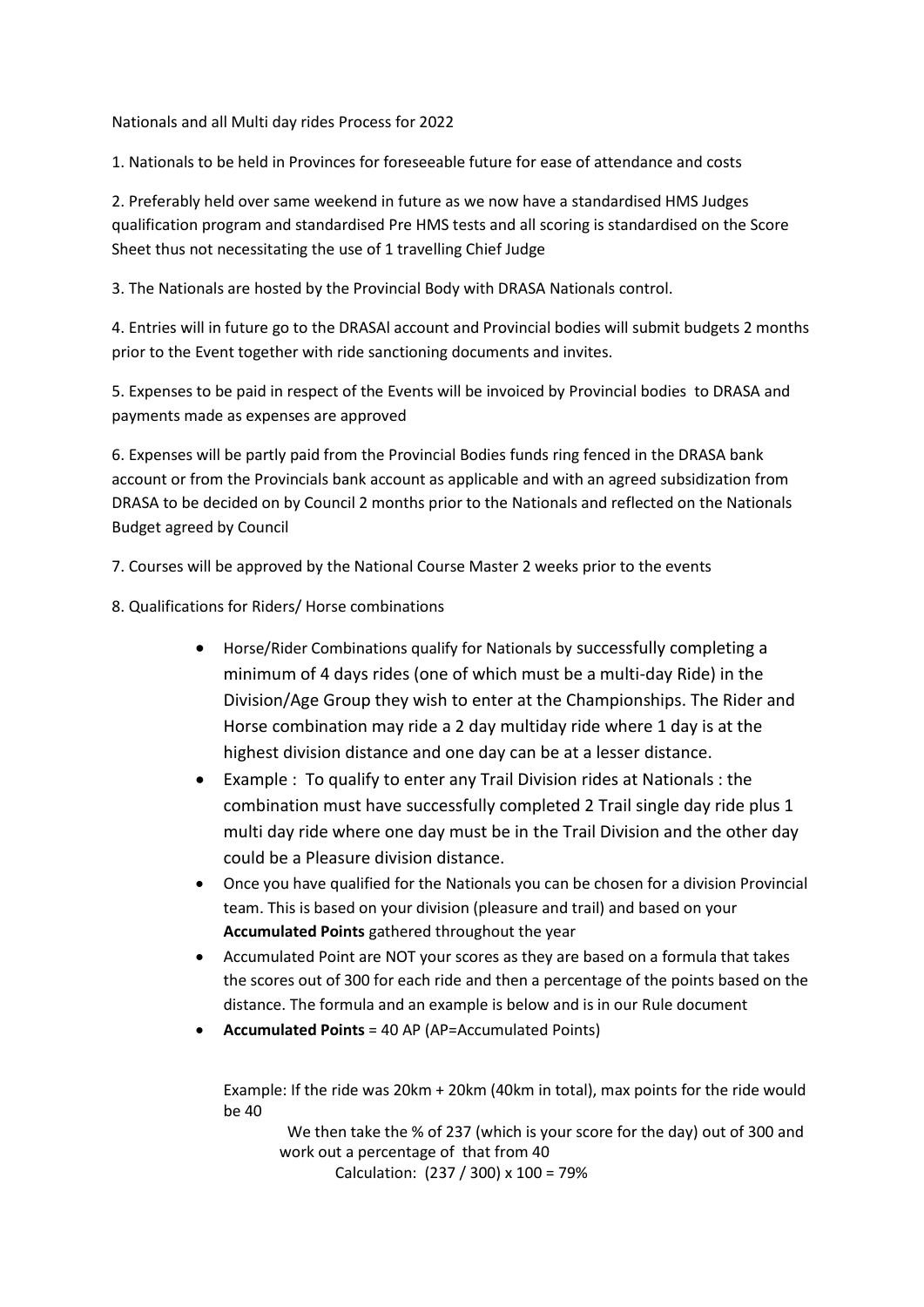Nationals and all Multi day rides Process for 2022

1. Nationals to be held in Provinces for foreseeable future for ease of attendance and costs

2. Preferably held over same weekend in future as we now have a standardised HMS Judges qualification program and standardised Pre HMS tests and all scoring is standardised on the Score Sheet thus not necessitating the use of 1 travelling Chief Judge

3. The Nationals are hosted by the Provincial Body with DRASA Nationals control.

4. Entries will in future go to the DRASAl account and Provincial bodies will submit budgets 2 months prior to the Event together with ride sanctioning documents and invites.

5. Expenses to be paid in respect of the Events will be invoiced by Provincial bodies to DRASA and payments made as expenses are approved

6. Expenses will be partly paid from the Provincial Bodies funds ring fenced in the DRASA bank account or from the Provincials bank account as applicable and with an agreed subsidization from DRASA to be decided on by Council 2 months prior to the Nationals and reflected on the Nationals Budget agreed by Council

7. Courses will be approved by the National Course Master 2 weeks prior to the events

8. Qualifications for Riders/ Horse combinations

- Horse/Rider Combinations qualify for Nationals by successfully completing a minimum of 4 days rides (one of which must be a multi-day Ride) in the Division/Age Group they wish to enter at the Championships. The Rider and Horse combination may ride a 2 day multiday ride where 1 day is at the highest division distance and one day can be at a lesser distance.
- Example : To qualify to enter any Trail Division rides at Nationals : the combination must have successfully completed 2 Trail single day ride plus 1 multi day ride where one day must be in the Trail Division and the other day could be a Pleasure division distance.
- Once you have qualified for the Nationals you can be chosen for a division Provincial team. This is based on your division (pleasure and trail) and based on your **Accumulated Points** gathered throughout the year
- Accumulated Point are NOT your scores as they are based on a formula that takes the scores out of 300 for each ride and then a percentage of the points based on the distance. The formula and an example is below and is in our Rule document
- **Accumulated Points** = 40 AP (AP=Accumulated Points)

  Example: If the ride was 20km + 20km (40km in total), max points for the ride would be 40

  We then take the % of 237 (which is your score for the day) out of 300 and work out a percentage of that from 40

  Calculation: $(237 / 300) \times 100 = 79\%$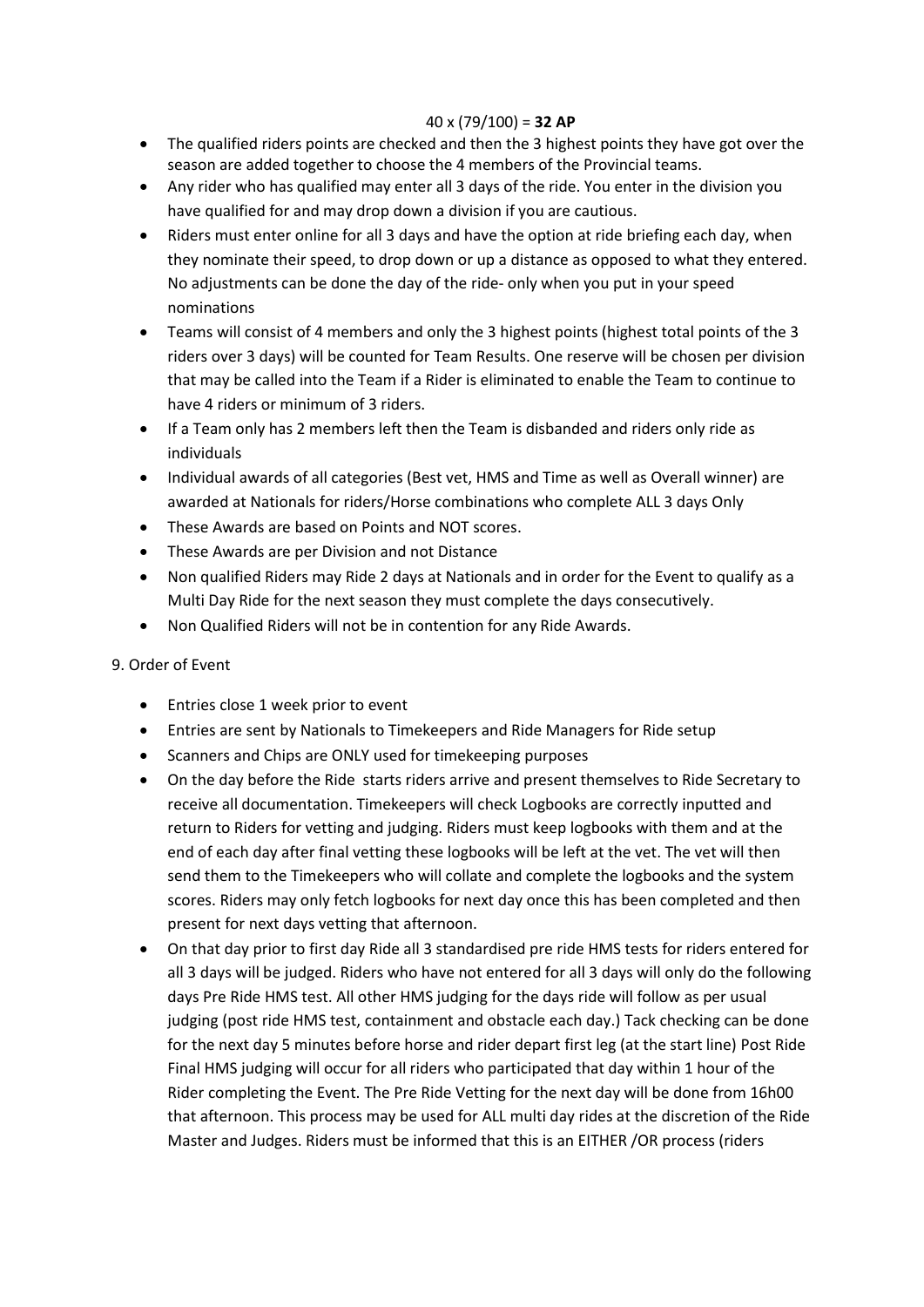40 x (79/100) = **32 AP**

- The qualified riders points are checked and then the 3 highest points they have got over the season are added together to choose the 4 members of the Provincial teams.
- Any rider who has qualified may enter all 3 days of the ride. You enter in the division you have qualified for and may drop down a division if you are cautious.
- Riders must enter online for all 3 days and have the option at ride briefing each day, when they nominate their speed, to drop down or up a distance as opposed to what they entered. No adjustments can be done the day of the ride- only when you put in your speed nominations
- Teams will consist of 4 members and only the 3 highest points (highest total points of the 3 riders over 3 days) will be counted for Team Results. One reserve will be chosen per division that may be called into the Team if a Rider is eliminated to enable the Team to continue to have 4 riders or minimum of 3 riders.
- If a Team only has 2 members left then the Team is disbanded and riders only ride as individuals
- Individual awards of all categories (Best vet, HMS and Time as well as Overall winner) are awarded at Nationals for riders/Horse combinations who complete ALL 3 days Only
- These Awards are based on Points and NOT scores.
- These Awards are per Division and not Distance
- Non qualified Riders may Ride 2 days at Nationals and in order for the Event to qualify as a Multi Day Ride for the next season they must complete the days consecutively.
- Non Qualified Riders will not be in contention for any Ride Awards.

9. Order of Event

- Entries close 1 week prior to event
- Entries are sent by Nationals to Timekeepers and Ride Managers for Ride setup
- Scanners and Chips are ONLY used for timekeeping purposes
- On the day before the Ride starts riders arrive and present themselves to Ride Secretary to receive all documentation. Timekeepers will check Logbooks are correctly inputted and return to Riders for vetting and judging. Riders must keep logbooks with them and at the end of each day after final vetting these logbooks will be left at the vet. The vet will then send them to the Timekeepers who will collate and complete the logbooks and the system scores. Riders may only fetch logbooks for next day once this has been completed and then present for next days vetting that afternoon.
- On that day prior to first day Ride all 3 standardised pre ride HMS tests for riders entered for all 3 days will be judged. Riders who have not entered for all 3 days will only do the following days Pre Ride HMS test. All other HMS judging for the days ride will follow as per usual judging (post ride HMS test, containment and obstacle each day.) Tack checking can be done for the next day 5 minutes before horse and rider depart first leg (at the start line) Post Ride Final HMS judging will occur for all riders who participated that day within 1 hour of the Rider completing the Event. The Pre Ride Vetting for the next day will be done from 16h00 that afternoon. This process may be used for ALL multi day rides at the discretion of the Ride Master and Judges. Riders must be informed that this is an EITHER /OR process (riders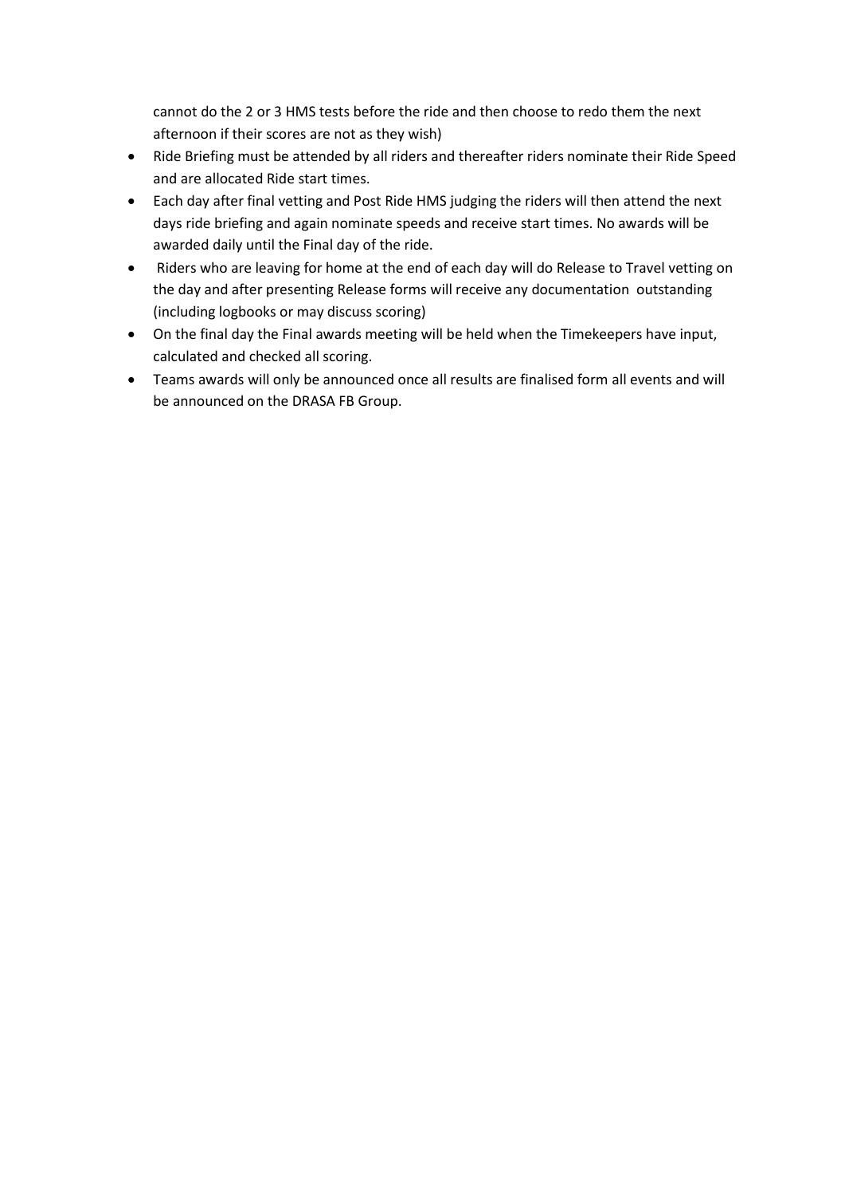cannot do the 2 or 3 HMS tests before the ride and then choose to redo them the next afternoon if their scores are not as they wish)

- Ride Briefing must be attended by all riders and thereafter riders nominate their Ride Speed and are allocated Ride start times.
- Each day after final vetting and Post Ride HMS judging the riders will then attend the next days ride briefing and again nominate speeds and receive start times. No awards will be awarded daily until the Final day of the ride.
- Riders who are leaving for home at the end of each day will do Release to Travel vetting on the day and after presenting Release forms will receive any documentation outstanding (including logbooks or may discuss scoring)
- On the final day the Final awards meeting will be held when the Timekeepers have input, calculated and checked all scoring.
- Teams awards will only be announced once all results are finalised form all events and will be announced on the DRASA FB Group.